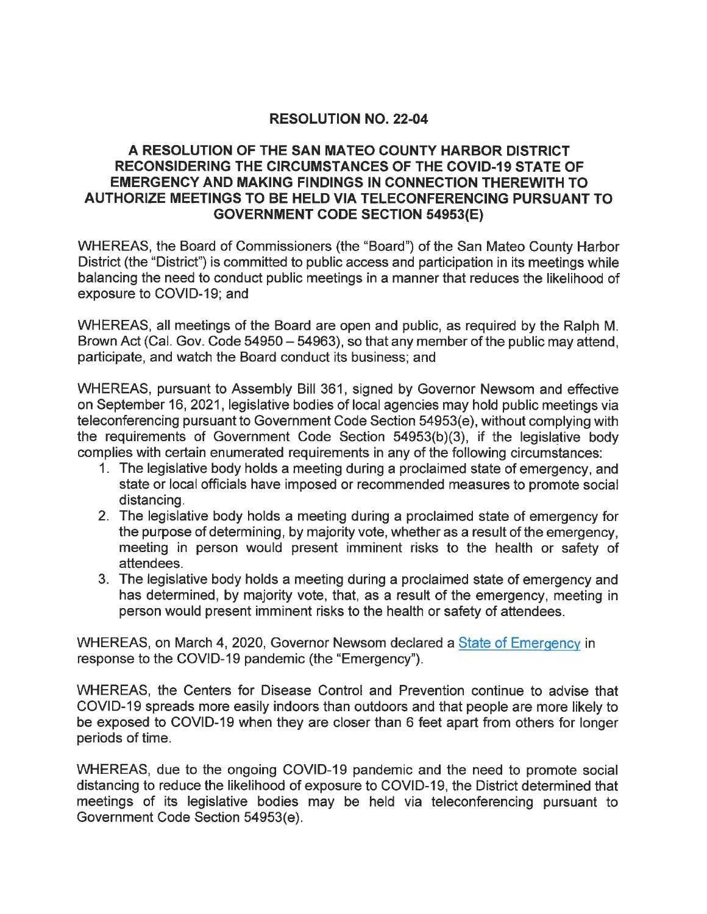# RESOLUTION NO. 22-04

## A RESOLUTION OF THE SAN MATEO COUNTY HARBOR DISTRICT RECONSIDERING THE CIRCUMSTANCES OF THE COVID-19 STATE OF EMERGENCY AND MAKING FINDINGS IN CONNECTION THEREWITH TO AUTHORIZE MEETINGS TO BE HELD VIA TELECONFERENCING PURSUANT TO GOVERNMENT CODE SECTION 54953(E)

WHEREAS, the Board of Commissioners (the "Board") of the San Mateo County Harbor District (the "District") is committed to public access and participation in its meetings while balancing the need to conduct public meetings in a manner that reduces the likelihood of exposure to COVID-19; and

WHEREAS, all meetings of the Board are open and public, as required by the Ralph M. Brown Act (Cal. Gov. Code 54950 – 54963), so that any member of the public may attend, participate, and watch the Board conduct its business; and

WHEREAS, pursuant to Assembly Bill 361, signed by Governor Newsom and effective on September 16, 2021, legislative bodies of local agencies may hold public meetings via teleconferencing pursuant to Government Code Section 54953(e), without complying with the requirements of Government Code Section 54953(b)(3), if the legislative body complies with certain enumerated requirements in any of the following circumstances:

1. The legislative body holds a meeting during a proclaimed state of emergency, and state or local officials have imposed or recommended measures to promote social distancing.
2. The legislative body holds a meeting during a proclaimed state of emergency for the purpose of determining, by majority vote, whether as a result of the emergency, meeting in person would present imminent risks to the health or safety of attendees.
3. The legislative body holds a meeting during a proclaimed state of emergency and has determined, by majority vote, that, as a result of the emergency, meeting in person would present imminent risks to the health or safety of attendees.

WHEREAS, on March 4, 2020, Governor Newsom declared a State of Emergency in response to the COVID-19 pandemic (the "Emergency").

WHEREAS, the Centers for Disease Control and Prevention continue to advise that COVID-19 spreads more easily indoors than outdoors and that people are more likely to be exposed to COVID-19 when they are closer than 6 feet apart from others for longer periods of time.

WHEREAS, due to the ongoing COVID-19 pandemic and the need to promote social distancing to reduce the likelihood of exposure to COVID-19, the District determined that meetings of its legislative bodies may be held via teleconferencing pursuant to Government Code Section 54953(e).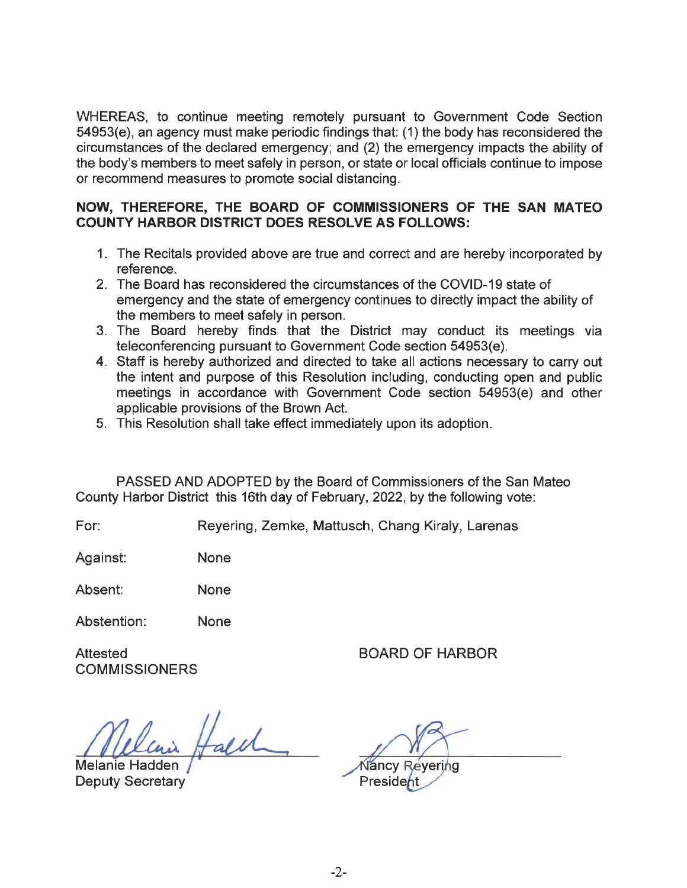WHEREAS, to continue meeting remotely pursuant to Government Code Section 54953(e), an agency must make periodic findings that: (1) the body has reconsidered the circumstances of the declared emergency; and (2) the emergency impacts the ability of the body's members to meet safely in person, or state or local officials continue to impose or recommend measures to promote social distancing.

**NOW, THEREFORE, THE BOARD OF COMMISSIONERS OF THE SAN MATEO COUNTY HARBOR DISTRICT DOES RESOLVE AS FOLLOWS:**

1. The Recitals provided above are true and correct and are hereby incorporated by reference.
2. The Board has reconsidered the circumstances of the COVID-19 state of emergency and the state of emergency continues to directly impact the ability of the members to meet safely in person.
3. The Board hereby finds that the District may conduct its meetings via teleconferencing pursuant to Government Code section 54953(e).
4. Staff is hereby authorized and directed to take all actions necessary to carry out the intent and purpose of this Resolution including, conducting open and public meetings in accordance with Government Code section 54953(e) and other applicable provisions of the Brown Act.
5. This Resolution shall take effect immediately upon its adoption.

PASSED AND ADOPTED by the Board of Commissioners of the San Mateo County Harbor District this 16th day of February, 2022, by the following vote:

For: Reyering, Zemke, Mattusch, Chang Kiraly, Larenas

Against: None

Absent: None

Abstention: None

Attested

Melanie Hadden
Deputy Secretary

BOARD OF HARBOR COMMISSIONERS

Nancy Reyering
President